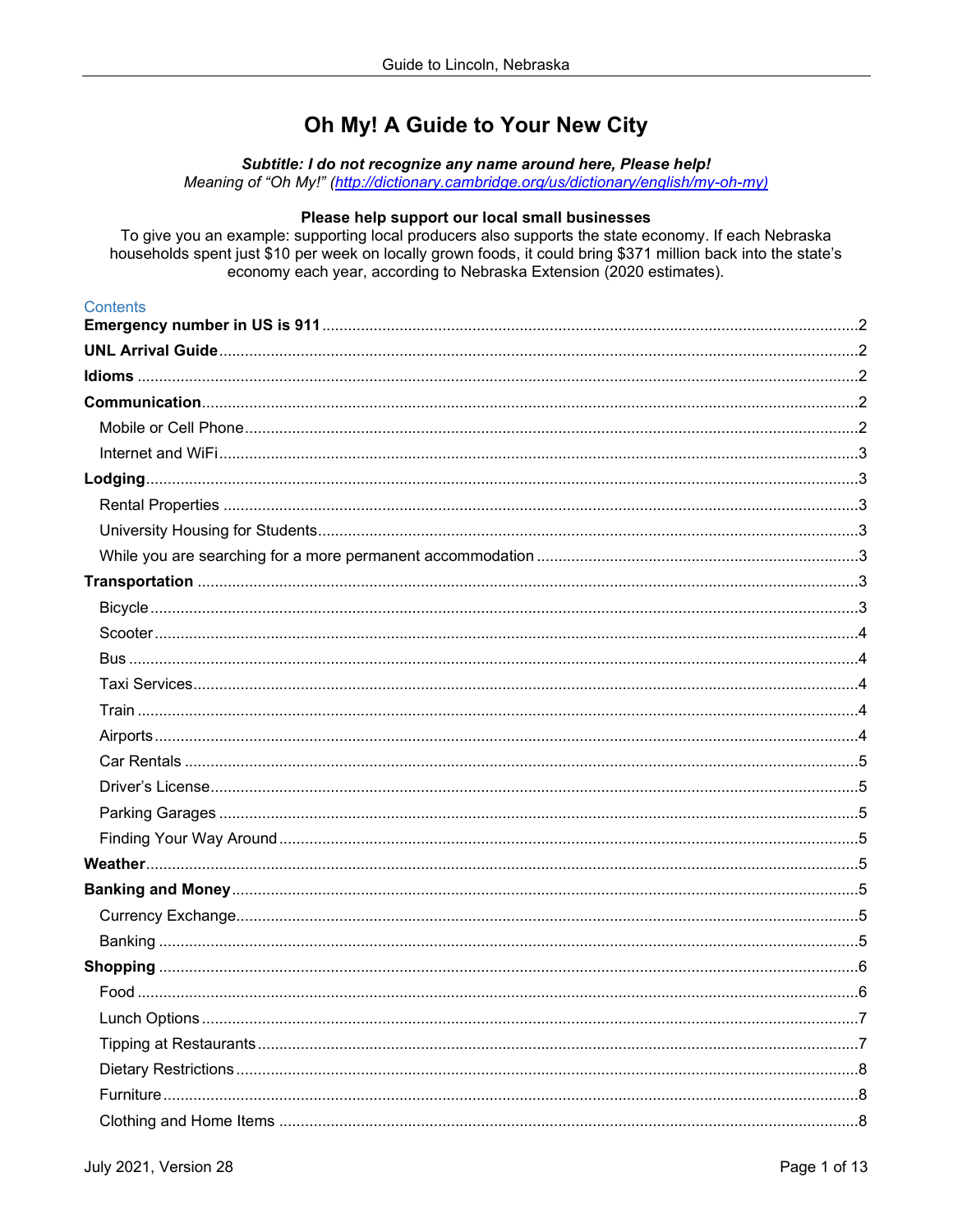# Oh My! A Guide to Your New City

***Subtitle: I do not recognize any name around here, Please help!***
*Meaning of "Oh My!" ([http://dictionary.cambridge.org/us/dictionary/english/my-oh-my](http://dictionary.cambridge.org/us/dictionary/english/my-oh-my))*

**Please help support our local small businesses**
To give you an example: supporting local producers also supports the state economy. If each Nebraska households spent just $10 per week on locally grown foods, it could bring $371 million back into the state's economy each year, according to Nebraska Extension (2020 estimates).

Contents

**Emergency number in US is 911** ..... 2
**UNL Arrival Guide** ..... 2
**Idioms** ..... 2
**Communication** ..... 2
- Mobile or Cell Phone ..... 2
- Internet and WiFi ..... 3

**Lodging** ..... 3
- Rental Properties ..... 3
- University Housing for Students ..... 3
- While you are searching for a more permanent accommodation ..... 3

**Transportation** ..... 3
- Bicycle ..... 3
- Scooter ..... 4
- Bus ..... 4
- Taxi Services ..... 4
- Train ..... 4
- Airports ..... 4
- Car Rentals ..... 5
- Driver's License ..... 5
- Parking Garages ..... 5
- Finding Your Way Around ..... 5

**Weather** ..... 5
**Banking and Money** ..... 5
- Currency Exchange ..... 5
- Banking ..... 5

**Shopping** ..... 6
- Food ..... 6
- Lunch Options ..... 7
- Tipping at Restaurants ..... 7
- Dietary Restrictions ..... 8
- Furniture ..... 8
- Clothing and Home Items ..... 8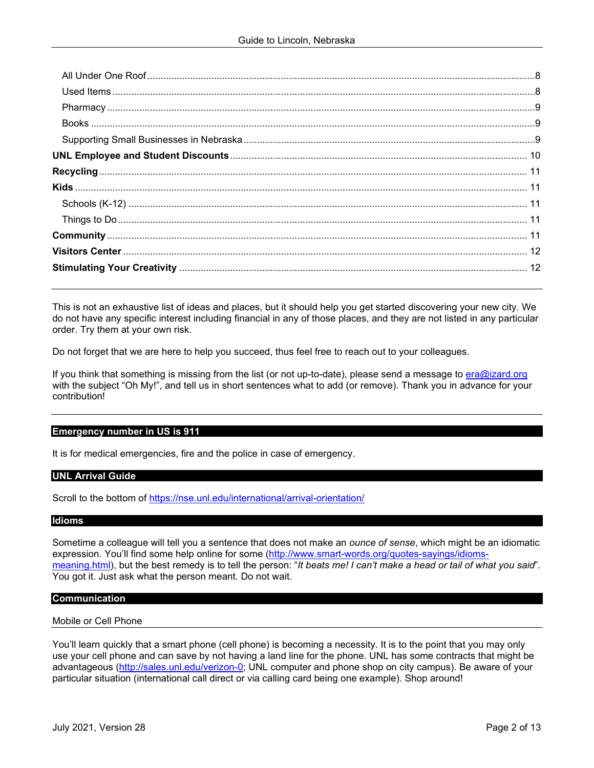All Under One Roof ........ 8
Used Items ........ 8
Pharmacy ........ 9
Books ........ 9
Supporting Small Businesses in Nebraska ........ 9
**UNL Employee and Student Discounts** ........ 10
**Recycling** ........ 11
**Kids** ........ 11
Schools (K-12) ........ 11
Things to Do ........ 11
**Community** ........ 11
**Visitors Center** ........ 12
**Stimulating Your Creativity** ........ 12

---

This is not an exhaustive list of ideas and places, but it should help you get started discovering your new city. We do not have any specific interest including financial in any of those places, and they are not listed in any particular order. Try them at your own risk.

Do not forget that we are here to help you succeed, thus feel free to reach out to your colleagues.

If you think that something is missing from the list (or not up-to-date), please send a message to era@izard.org with the subject "Oh My!", and tell us in short sentences what to add (or remove). Thank you in advance for your contribution!

---

## Emergency number in US is 911

It is for medical emergencies, fire and the police in case of emergency.

## UNL Arrival Guide

Scroll to the bottom of https://nse.unl.edu/international/arrival-orientation/

## Idioms

Sometime a colleague will tell you a sentence that does not make an *ounce of sense*, which might be an idiomatic expression. You'll find some help online for some (http://www.smart-words.org/quotes-sayings/idioms-meaning.html), but the best remedy is to tell the person: "*It beats me! I can't make a head or tail of what you said*". You got it. Just ask what the person meant. Do not wait.

## Communication

### Mobile or Cell Phone

You'll learn quickly that a smart phone (cell phone) is becoming a necessity. It is to the point that you may only use your cell phone and can save by not having a land line for the phone. UNL has some contracts that might be advantageous (http://sales.unl.edu/verizon-0; UNL computer and phone shop on city campus). Be aware of your particular situation (international call direct or via calling card being one example). Shop around!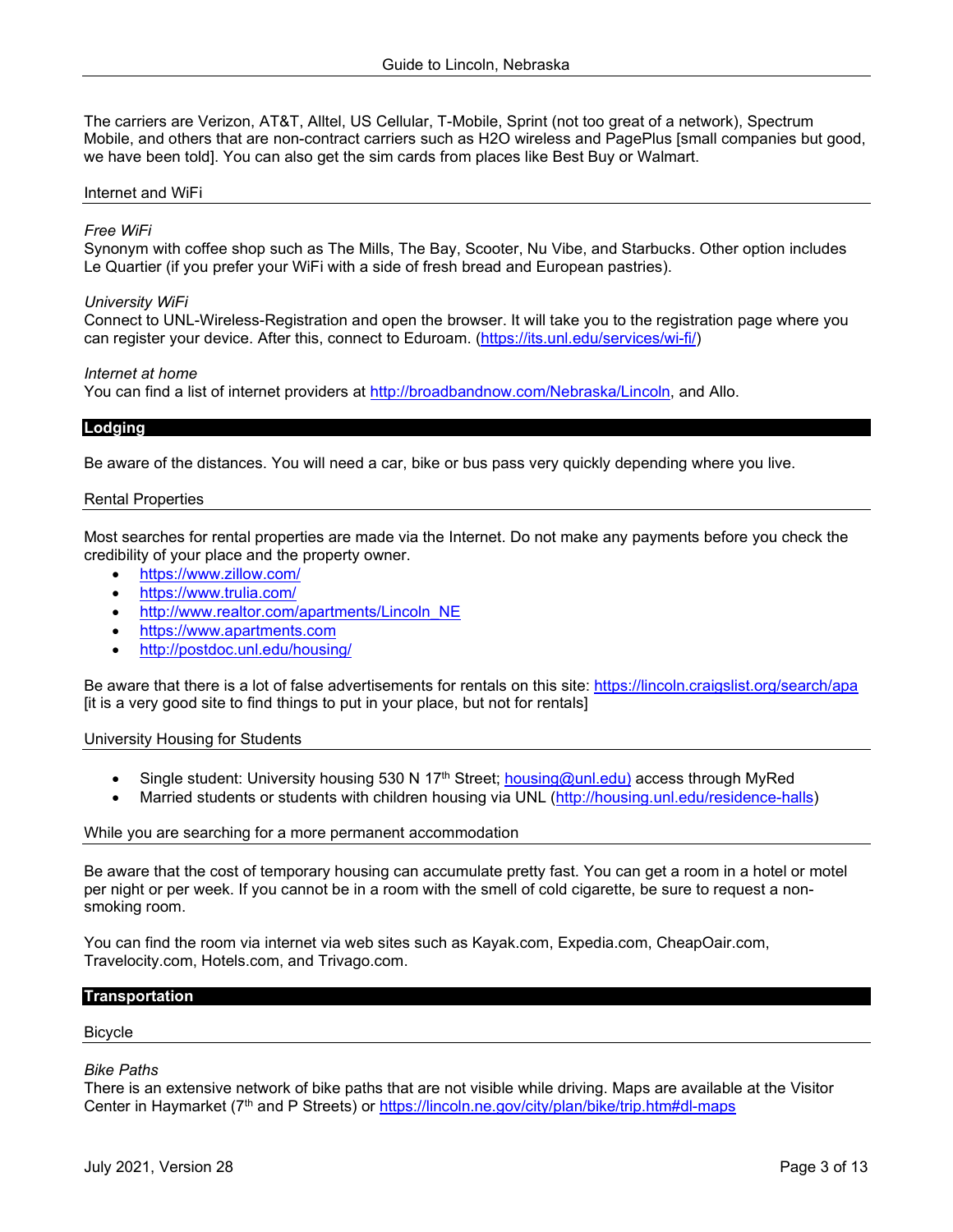The carriers are Verizon, AT&T, Alltel, US Cellular, T-Mobile, Sprint (not too great of a network), Spectrum Mobile, and others that are non-contract carriers such as H2O wireless and PagePlus [small companies but good, we have been told]. You can also get the sim cards from places like Best Buy or Walmart.

### Internet and WiFi

*Free WiFi*
Synonym with coffee shop such as The Mills, The Bay, Scooter, Nu Vibe, and Starbucks. Other option includes Le Quartier (if you prefer your WiFi with a side of fresh bread and European pastries).

*University WiFi*
Connect to UNL-Wireless-Registration and open the browser. It will take you to the registration page where you can register your device. After this, connect to Eduroam. (https://its.unl.edu/services/wi-fi/)

*Internet at home*
You can find a list of internet providers at http://broadbandnow.com/Nebraska/Lincoln, and Allo.

## Lodging

Be aware of the distances. You will need a car, bike or bus pass very quickly depending where you live.

### Rental Properties

Most searches for rental properties are made via the Internet. Do not make any payments before you check the credibility of your place and the property owner.

- https://www.zillow.com/
- https://www.trulia.com/
- http://www.realtor.com/apartments/Lincoln_NE
- https://www.apartments.com
- http://postdoc.unl.edu/housing/

Be aware that there is a lot of false advertisements for rentals on this site: https://lincoln.craigslist.org/search/apa [it is a very good site to find things to put in your place, but not for rentals]

### University Housing for Students

- Single student: University housing 530 N 17th Street; housing@unl.edu) access through MyRed
- Married students or students with children housing via UNL (http://housing.unl.edu/residence-halls)

### While you are searching for a more permanent accommodation

Be aware that the cost of temporary housing can accumulate pretty fast. You can get a room in a hotel or motel per night or per week. If you cannot be in a room with the smell of cold cigarette, be sure to request a non-smoking room.

You can find the room via internet via web sites such as Kayak.com, Expedia.com, CheapOair.com, Travelocity.com, Hotels.com, and Trivago.com.

## Transportation

### Bicycle

*Bike Paths*
There is an extensive network of bike paths that are not visible while driving. Maps are available at the Visitor Center in Haymarket (7th and P Streets) or https://lincoln.ne.gov/city/plan/bike/trip.htm#dl-maps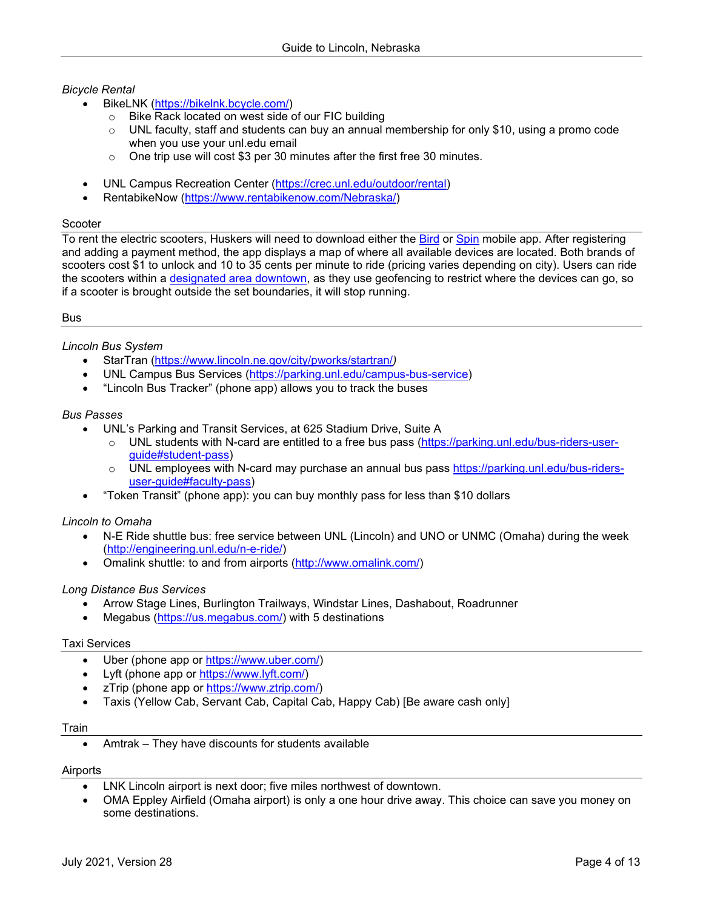*Bicycle Rental*

- BikeLNK (https://bikelnk.bcycle.com/)
  - Bike Rack located on west side of our FIC building
  - UNL faculty, staff and students can buy an annual membership for only $10, using a promo code when you use your unl.edu email
  - One trip use will cost $3 per 30 minutes after the first free 30 minutes.

- UNL Campus Recreation Center (https://crec.unl.edu/outdoor/rental)
- RentabikeNow (https://www.rentabikenow.com/Nebraska/)

## Scooter

To rent the electric scooters, Huskers will need to download either the Bird or Spin mobile app. After registering and adding a payment method, the app displays a map of where all available devices are located. Both brands of scooters cost $1 to unlock and 10 to 35 cents per minute to ride (pricing varies depending on city). Users can ride the scooters within a designated area downtown, as they use geofencing to restrict where the devices can go, so if a scooter is brought outside the set boundaries, it will stop running.

## Bus

*Lincoln Bus System*

- StarTran (https://www.lincoln.ne.gov/city/pworks/startran/)
- UNL Campus Bus Services (https://parking.unl.edu/campus-bus-service)
- "Lincoln Bus Tracker" (phone app) allows you to track the buses

*Bus Passes*

- UNL's Parking and Transit Services, at 625 Stadium Drive, Suite A
  - UNL students with N-card are entitled to a free bus pass (https://parking.unl.edu/bus-riders-user-guide#student-pass)
  - UNL employees with N-card may purchase an annual bus pass https://parking.unl.edu/bus-riders-user-guide#faculty-pass)
- "Token Transit" (phone app): you can buy monthly pass for less than $10 dollars

*Lincoln to Omaha*

- N-E Ride shuttle bus: free service between UNL (Lincoln) and UNO or UNMC (Omaha) during the week (http://engineering.unl.edu/n-e-ride/)
- Omalink shuttle: to and from airports (http://www.omalink.com/)

*Long Distance Bus Services*

- Arrow Stage Lines, Burlington Trailways, Windstar Lines, Dashabout, Roadrunner
- Megabus (https://us.megabus.com/) with 5 destinations

## Taxi Services

- Uber (phone app or https://www.uber.com/)
- Lyft (phone app or https://www.lyft.com/)
- zTrip (phone app or https://www.ztrip.com/)
- Taxis (Yellow Cab, Servant Cab, Capital Cab, Happy Cab) [Be aware cash only]

## Train

- Amtrak – They have discounts for students available

## Airports

- LNK Lincoln airport is next door; five miles northwest of downtown.
- OMA Eppley Airfield (Omaha airport) is only a one hour drive away. This choice can save you money on some destinations.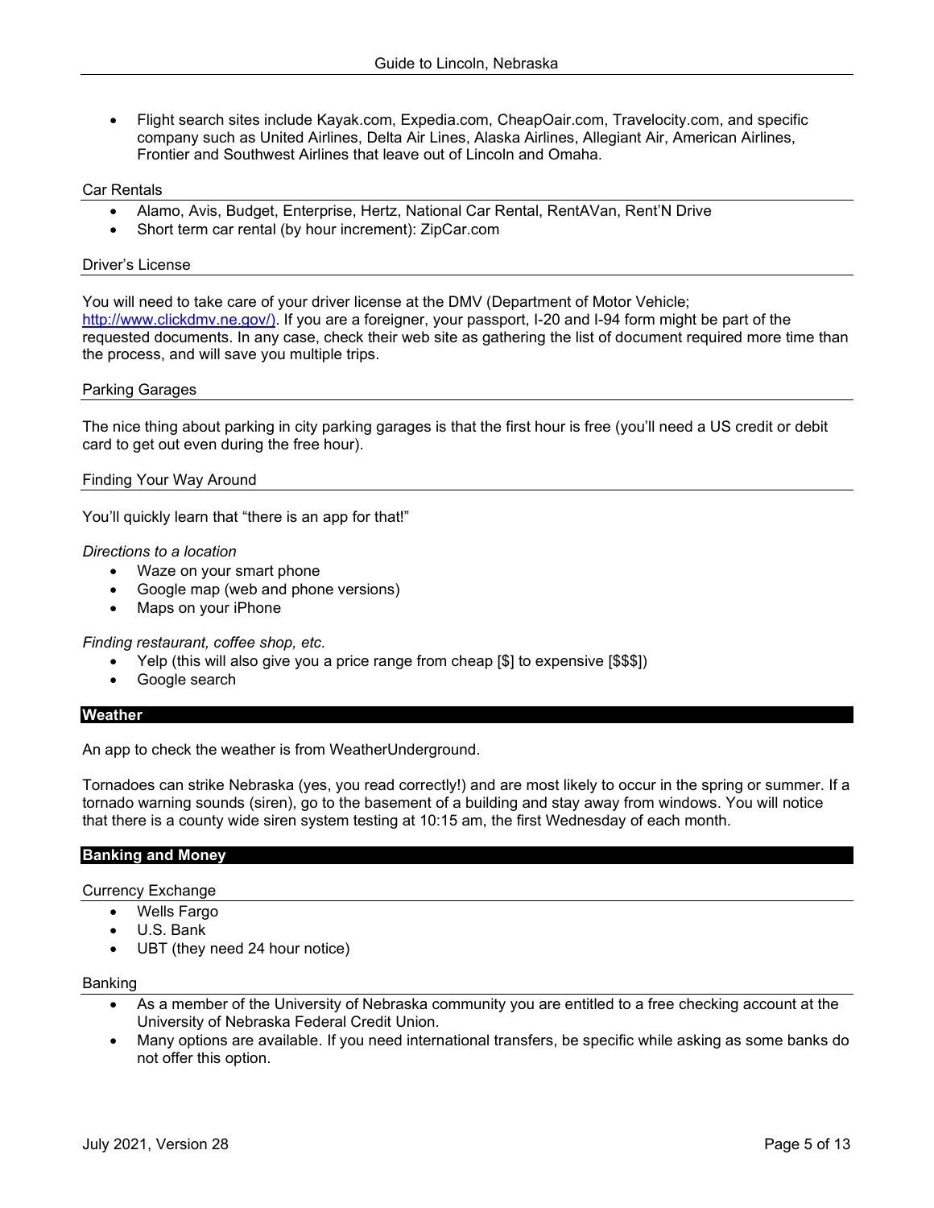- Flight search sites include Kayak.com, Expedia.com, CheapOair.com, Travelocity.com, and specific company such as United Airlines, Delta Air Lines, Alaska Airlines, Allegiant Air, American Airlines, Frontier and Southwest Airlines that leave out of Lincoln and Omaha.

### Car Rentals

- Alamo, Avis, Budget, Enterprise, Hertz, National Car Rental, RentAVan, Rent'N Drive
- Short term car rental (by hour increment): ZipCar.com

### Driver's License

You will need to take care of your driver license at the DMV (Department of Motor Vehicle; http://www.clickdmv.ne.gov/). If you are a foreigner, your passport, I-20 and I-94 form might be part of the requested documents. In any case, check their web site as gathering the list of document required more time than the process, and will save you multiple trips.

### Parking Garages

The nice thing about parking in city parking garages is that the first hour is free (you'll need a US credit or debit card to get out even during the free hour).

### Finding Your Way Around

You'll quickly learn that "there is an app for that!"

*Directions to a location*

- Waze on your smart phone
- Google map (web and phone versions)
- Maps on your iPhone

*Finding restaurant, coffee shop, etc.*

- Yelp (this will also give you a price range from cheap [$] to expensive [$$$])
- Google search

## Weather

An app to check the weather is from WeatherUnderground.

Tornadoes can strike Nebraska (yes, you read correctly!) and are most likely to occur in the spring or summer. If a tornado warning sounds (siren), go to the basement of a building and stay away from windows. You will notice that there is a county wide siren system testing at 10:15 am, the first Wednesday of each month.

## Banking and Money

### Currency Exchange

- Wells Fargo
- U.S. Bank
- UBT (they need 24 hour notice)

### Banking

- As a member of the University of Nebraska community you are entitled to a free checking account at the University of Nebraska Federal Credit Union.
- Many options are available. If you need international transfers, be specific while asking as some banks do not offer this option.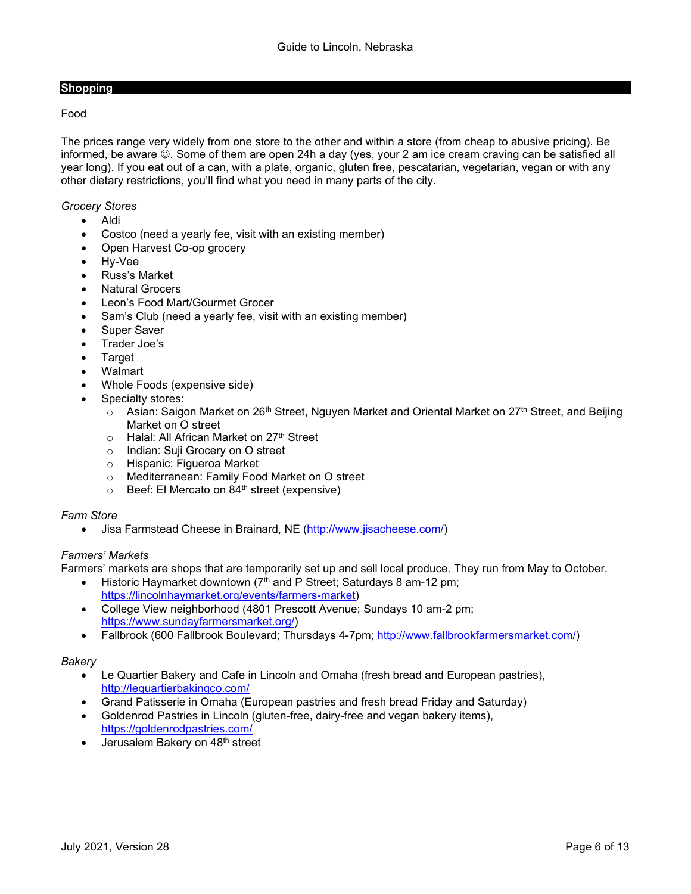## Shopping

### Food

The prices range very widely from one store to the other and within a store (from cheap to abusive pricing). Be informed, be aware ☺. Some of them are open 24h a day (yes, your 2 am ice cream craving can be satisfied all year long). If you eat out of a can, with a plate, organic, gluten free, pescatarian, vegetarian, vegan or with any other dietary restrictions, you'll find what you need in many parts of the city.

*Grocery Stores*

- Aldi
- Costco (need a yearly fee, visit with an existing member)
- Open Harvest Co-op grocery
- Hy-Vee
- Russ's Market
- Natural Grocers
- Leon's Food Mart/Gourmet Grocer
- Sam's Club (need a yearly fee, visit with an existing member)
- Super Saver
- Trader Joe's
- Target
- Walmart
- Whole Foods (expensive side)
- Specialty stores:
  - Asian: Saigon Market on 26th Street, Nguyen Market and Oriental Market on 27th Street, and Beijing Market on O street
  - Halal: All African Market on 27th Street
  - Indian: Suji Grocery on O street
  - Hispanic: Figueroa Market
  - Mediterranean: Family Food Market on O street
  - Beef: El Mercato on 84th street (expensive)

*Farm Store*

- Jisa Farmstead Cheese in Brainard, NE (http://www.jisacheese.com/)

*Farmers' Markets*

Farmers' markets are shops that are temporarily set up and sell local produce. They run from May to October.

- Historic Haymarket downtown (7th and P Street; Saturdays 8 am-12 pm; https://lincolnhaymarket.org/events/farmers-market)
- College View neighborhood (4801 Prescott Avenue; Sundays 10 am-2 pm; https://www.sundayfarmersmarket.org/)
- Fallbrook (600 Fallbrook Boulevard; Thursdays 4-7pm; http://www.fallbrookfarmersmarket.com/)

*Bakery*

- Le Quartier Bakery and Cafe in Lincoln and Omaha (fresh bread and European pastries), http://lequartierbakingco.com/
- Grand Patisserie in Omaha (European pastries and fresh bread Friday and Saturday)
- Goldenrod Pastries in Lincoln (gluten-free, dairy-free and vegan bakery items), https://goldenrodpastries.com/
- Jerusalem Bakery on 48th street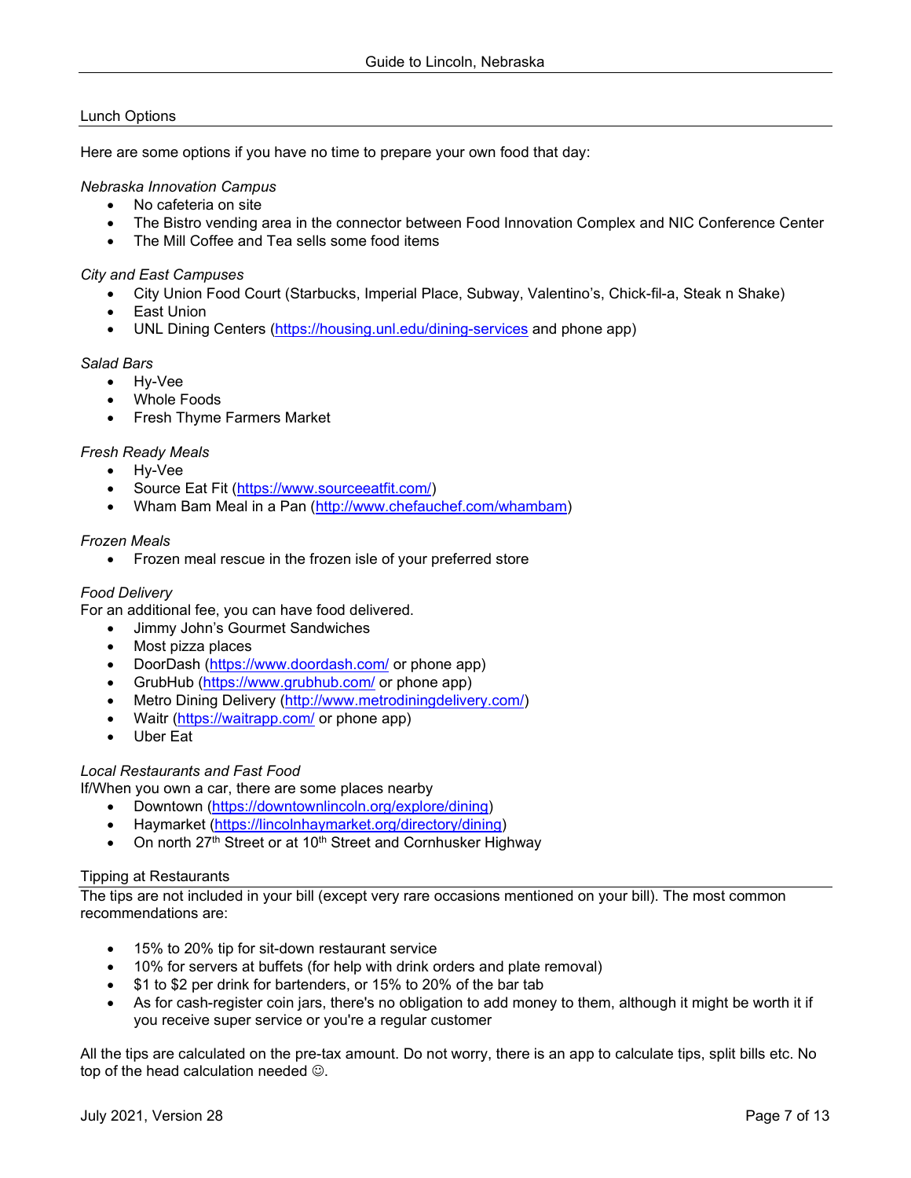## Lunch Options

Here are some options if you have no time to prepare your own food that day:

*Nebraska Innovation Campus*

- No cafeteria on site
- The Bistro vending area in the connector between Food Innovation Complex and NIC Conference Center
- The Mill Coffee and Tea sells some food items

*City and East Campuses*

- City Union Food Court (Starbucks, Imperial Place, Subway, Valentino's, Chick-fil-a, Steak n Shake)
- East Union
- UNL Dining Centers (https://housing.unl.edu/dining-services and phone app)

*Salad Bars*

- Hy-Vee
- Whole Foods
- Fresh Thyme Farmers Market

*Fresh Ready Meals*

- Hy-Vee
- Source Eat Fit (https://www.sourceeatfit.com/)
- Wham Bam Meal in a Pan (http://www.chefauchef.com/whambam)

*Frozen Meals*

- Frozen meal rescue in the frozen isle of your preferred store

*Food Delivery*

For an additional fee, you can have food delivered.

- Jimmy John's Gourmet Sandwiches
- Most pizza places
- DoorDash (https://www.doordash.com/ or phone app)
- GrubHub (https://www.grubhub.com/ or phone app)
- Metro Dining Delivery (http://www.metrodiningdelivery.com/)
- Waitr (https://waitrapp.com/ or phone app)
- Uber Eat

*Local Restaurants and Fast Food*

If/When you own a car, there are some places nearby

- Downtown (https://downtownlincoln.org/explore/dining)
- Haymarket (https://lincolnhaymarket.org/directory/dining)
- On north 27th Street or at 10th Street and Cornhusker Highway

## Tipping at Restaurants

The tips are not included in your bill (except very rare occasions mentioned on your bill). The most common recommendations are:

- 15% to 20% tip for sit-down restaurant service
- 10% for servers at buffets (for help with drink orders and plate removal)
- $1 to $2 per drink for bartenders, or 15% to 20% of the bar tab
- As for cash-register coin jars, there's no obligation to add money to them, although it might be worth it if you receive super service or you're a regular customer

All the tips are calculated on the pre-tax amount. Do not worry, there is an app to calculate tips, split bills etc. No top of the head calculation needed ☺.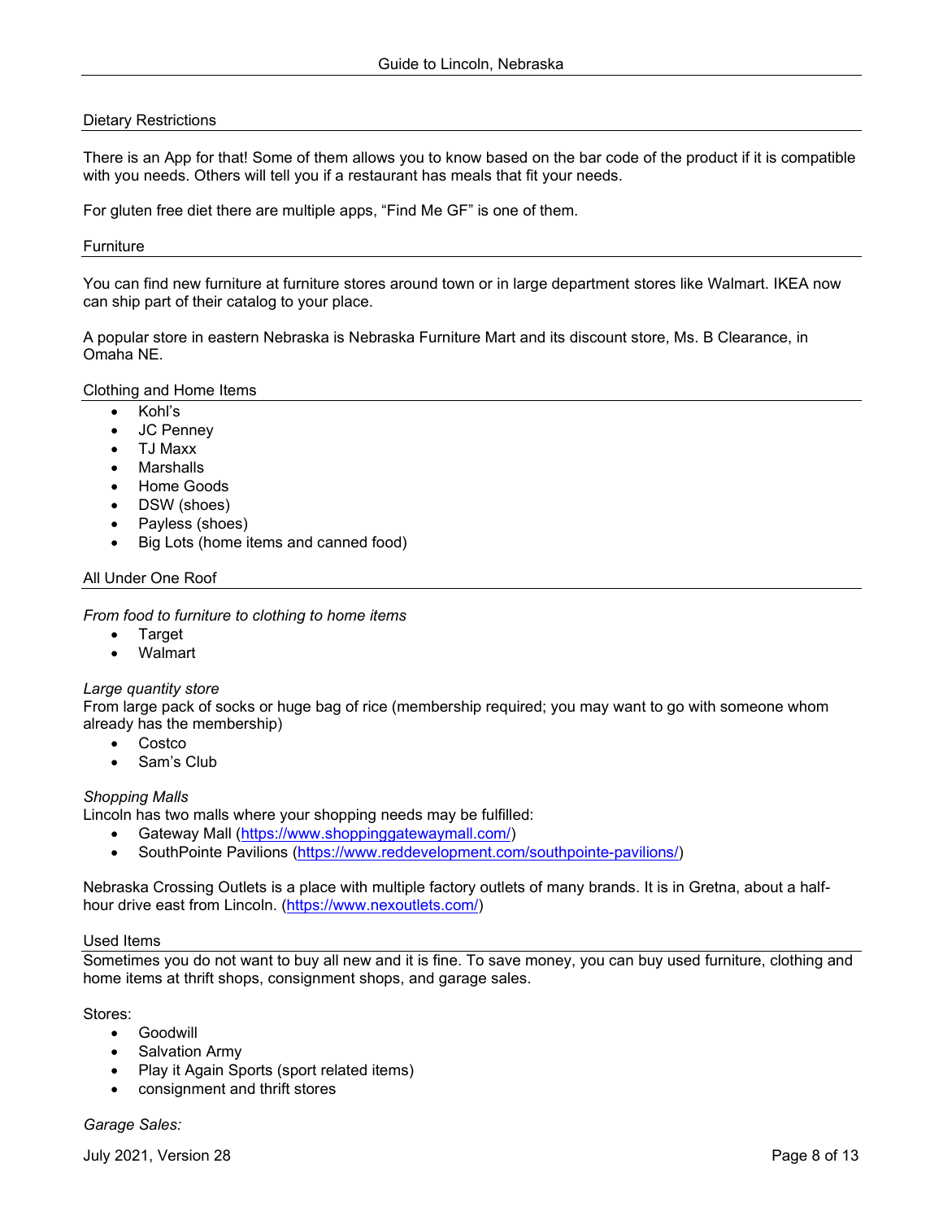## Dietary Restrictions

There is an App for that! Some of them allows you to know based on the bar code of the product if it is compatible with you needs. Others will tell you if a restaurant has meals that fit your needs.

For gluten free diet there are multiple apps, “Find Me GF” is one of them.

## Furniture

You can find new furniture at furniture stores around town or in large department stores like Walmart. IKEA now can ship part of their catalog to your place.

A popular store in eastern Nebraska is Nebraska Furniture Mart and its discount store, Ms. B Clearance, in Omaha NE.

## Clothing and Home Items

- Kohl’s
- JC Penney
- TJ Maxx
- Marshalls
- Home Goods
- DSW (shoes)
- Payless (shoes)
- Big Lots (home items and canned food)

## All Under One Roof

*From food to furniture to clothing to home items*

- Target
- Walmart

*Large quantity store*

From large pack of socks or huge bag of rice (membership required; you may want to go with someone whom already has the membership)

- Costco
- Sam’s Club

*Shopping Malls*

Lincoln has two malls where your shopping needs may be fulfilled:

- Gateway Mall (https://www.shoppinggatewaymall.com/)
- SouthPointe Pavilions (https://www.reddevelopment.com/southpointe-pavilions/)

Nebraska Crossing Outlets is a place with multiple factory outlets of many brands. It is in Gretna, about a half-hour drive east from Lincoln. (https://www.nexoutlets.com/)

## Used Items

Sometimes you do not want to buy all new and it is fine. To save money, you can buy used furniture, clothing and home items at thrift shops, consignment shops, and garage sales.

Stores:

- Goodwill
- Salvation Army
- Play it Again Sports (sport related items)
- consignment and thrift stores

*Garage Sales:*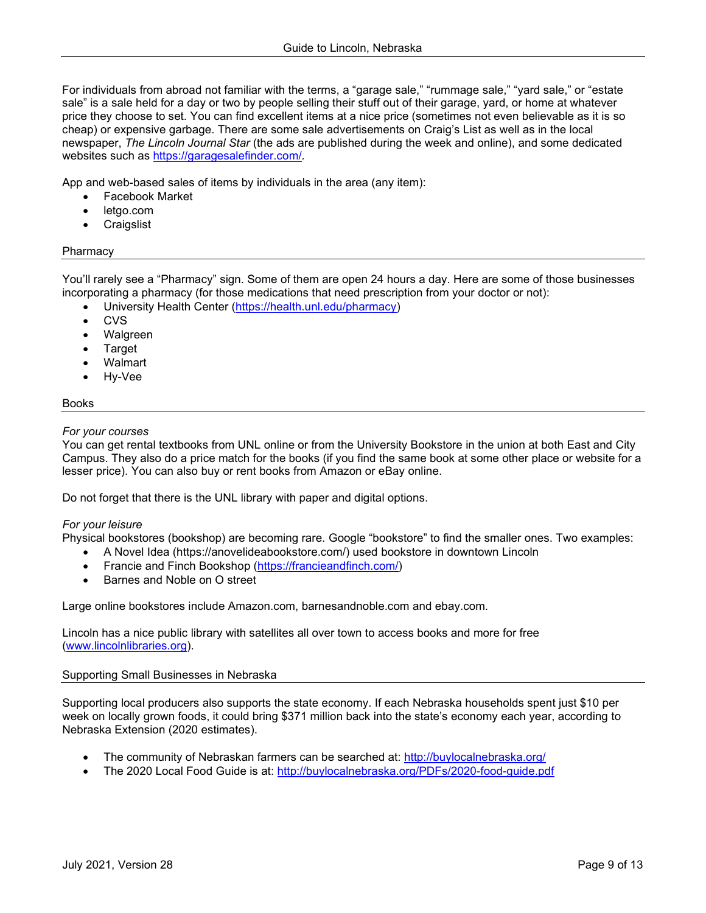For individuals from abroad not familiar with the terms, a "garage sale," "rummage sale," "yard sale," or "estate sale" is a sale held for a day or two by people selling their stuff out of their garage, yard, or home at whatever price they choose to set. You can find excellent items at a nice price (sometimes not even believable as it is so cheap) or expensive garbage. There are some sale advertisements on Craig's List as well as in the local newspaper, *The Lincoln Journal Star* (the ads are published during the week and online), and some dedicated websites such as [https://garagesalefinder.com/](https://garagesalefinder.com/).

App and web-based sales of items by individuals in the area (any item):

- Facebook Market
- letgo.com
- Craigslist

## Pharmacy

You'll rarely see a "Pharmacy" sign. Some of them are open 24 hours a day. Here are some of those businesses incorporating a pharmacy (for those medications that need prescription from your doctor or not):

- University Health Center ([https://health.unl.edu/pharmacy](https://health.unl.edu/pharmacy))
- CVS
- Walgreen
- Target
- Walmart
- Hy-Vee

## Books

*For your courses*

You can get rental textbooks from UNL online or from the University Bookstore in the union at both East and City Campus. They also do a price match for the books (if you find the same book at some other place or website for a lesser price). You can also buy or rent books from Amazon or eBay online.

Do not forget that there is the UNL library with paper and digital options.

*For your leisure*

Physical bookstores (bookshop) are becoming rare. Google "bookstore" to find the smaller ones. Two examples:

- A Novel Idea (https://anovelideabookstore.com/) used bookstore in downtown Lincoln
- Francie and Finch Bookshop ([https://francieandfinch.com/](https://francieandfinch.com/))
- Barnes and Noble on O street

Large online bookstores include Amazon.com, barnesandnoble.com and ebay.com.

Lincoln has a nice public library with satellites all over town to access books and more for free ([www.lincolnlibraries.org](www.lincolnlibraries.org)).

## Supporting Small Businesses in Nebraska

Supporting local producers also supports the state economy. If each Nebraska households spent just $10 per week on locally grown foods, it could bring $371 million back into the state's economy each year, according to Nebraska Extension (2020 estimates).

- The community of Nebraskan farmers can be searched at: [http://buylocalnebraska.org/](http://buylocalnebraska.org/)
- The 2020 Local Food Guide is at: [http://buylocalnebraska.org/PDFs/2020-food-guide.pdf](http://buylocalnebraska.org/PDFs/2020-food-guide.pdf)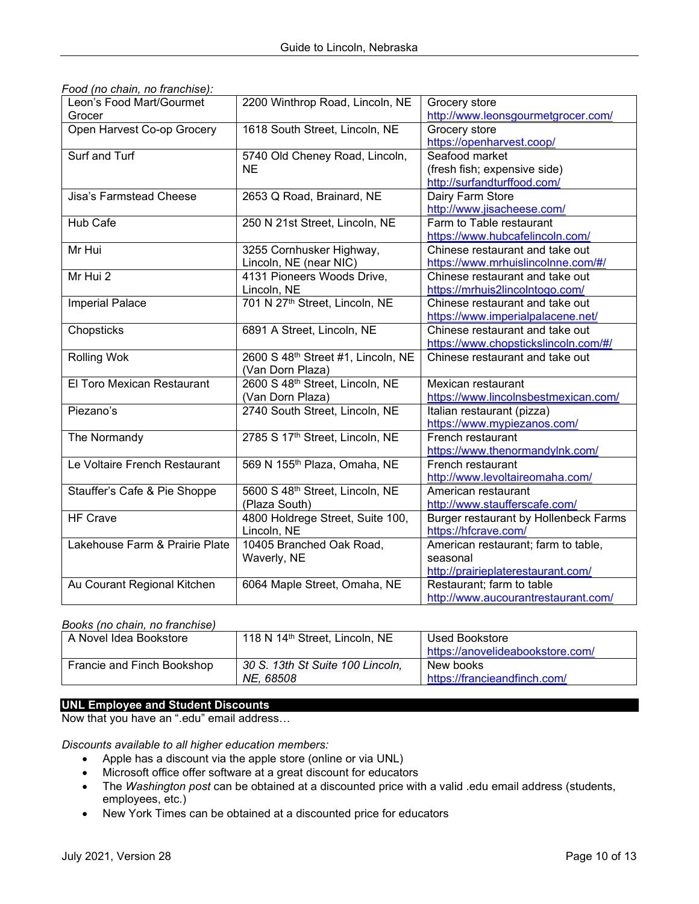*Food (no chain, no franchise):*

| | | |
|---|---|---|
| Leon's Food Mart/Gourmet Grocer | 2200 Winthrop Road, Lincoln, NE | Grocery store http://www.leonsgourmetgrocer.com/ |
| Open Harvest Co-op Grocery | 1618 South Street, Lincoln, NE | Grocery store https://openharvest.coop/ |
| Surf and Turf | 5740 Old Cheney Road, Lincoln, NE | Seafood market (fresh fish; expensive side) http://surfandturffood.com/ |
| Jisa's Farmstead Cheese | 2653 Q Road, Brainard, NE | Dairy Farm Store http://www.jisacheese.com/ |
| Hub Cafe | 250 N 21st Street, Lincoln, NE | Farm to Table restaurant https://www.hubcafelincoln.com/ |
| Mr Hui | 3255 Cornhusker Highway, Lincoln, NE (near NIC) | Chinese restaurant and take out https://www.mrhuislincolnne.com/#/ |
| Mr Hui 2 | 4131 Pioneers Woods Drive, Lincoln, NE | Chinese restaurant and take out https://mrhuis2lincolntogo.com/ |
| Imperial Palace | 701 N 27th Street, Lincoln, NE | Chinese restaurant and take out https://www.imperialpalacene.net/ |
| Chopsticks | 6891 A Street, Lincoln, NE | Chinese restaurant and take out https://www.chopstickslincoln.com/#/ |
| Rolling Wok | 2600 S 48th Street #1, Lincoln, NE (Van Dorn Plaza) | Chinese restaurant and take out |
| El Toro Mexican Restaurant | 2600 S 48th Street, Lincoln, NE (Van Dorn Plaza) | Mexican restaurant https://www.lincolnsbestmexican.com/ |
| Piezano's | 2740 South Street, Lincoln, NE | Italian restaurant (pizza) https://www.mypiezanos.com/ |
| The Normandy | 2785 S 17th Street, Lincoln, NE | French restaurant https://www.thenormandylnk.com/ |
| Le Voltaire French Restaurant | 569 N 155th Plaza, Omaha, NE | French restaurant http://www.levoltaireomaha.com/ |
| Stauffer's Cafe & Pie Shoppe | 5600 S 48th Street, Lincoln, NE (Plaza South) | American restaurant http://www.staufferscafe.com/ |
| HF Crave | 4800 Holdrege Street, Suite 100, Lincoln, NE | Burger restaurant by Hollenbeck Farms https://hfcrave.com/ |
| Lakehouse Farm & Prairie Plate | 10405 Branched Oak Road, Waverly, NE | American restaurant; farm to table, seasonal http://prairieplaterestaurant.com/ |
| Au Courant Regional Kitchen | 6064 Maple Street, Omaha, NE | Restaurant; farm to table http://www.aucourantrestaurant.com/ |

*Books (no chain, no franchise)*

| | | |
|---|---|---|
| A Novel Idea Bookstore | 118 N 14th Street, Lincoln, NE | Used Bookstore https://anovelideabookstore.com/ |
| Francie and Finch Bookshop | *30 S. 13th St Suite 100 Lincoln, NE, 68508* | New books https://francieandfinch.com/ |

## UNL Employee and Student Discounts

Now that you have an ".edu" email address…

*Discounts available to all higher education members:*

- Apple has a discount via the apple store (online or via UNL)
- Microsoft office offer software at a great discount for educators
- The *Washington post* can be obtained at a discounted price with a valid .edu email address (students, employees, etc.)
- New York Times can be obtained at a discounted price for educators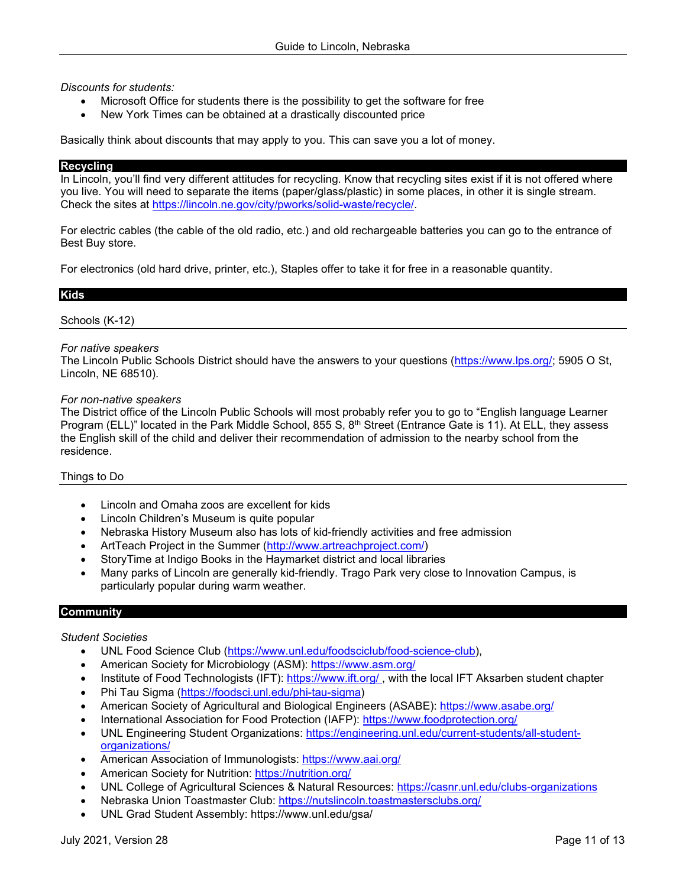*Discounts for students:*

- Microsoft Office for students there is the possibility to get the software for free
- New York Times can be obtained at a drastically discounted price

Basically think about discounts that may apply to you. This can save you a lot of money.

## Recycling

In Lincoln, you'll find very different attitudes for recycling. Know that recycling sites exist if it is not offered where you live. You will need to separate the items (paper/glass/plastic) in some places, in other it is single stream. Check the sites at https://lincoln.ne.gov/city/pworks/solid-waste/recycle/.

For electric cables (the cable of the old radio, etc.) and old rechargeable batteries you can go to the entrance of Best Buy store.

For electronics (old hard drive, printer, etc.), Staples offer to take it for free in a reasonable quantity.

## Kids

### Schools (K-12)

*For native speakers*

The Lincoln Public Schools District should have the answers to your questions (https://www.lps.org/; 5905 O St, Lincoln, NE 68510).

*For non-native speakers*

The District office of the Lincoln Public Schools will most probably refer you to go to "English language Learner Program (ELL)" located in the Park Middle School, 855 S, 8th Street (Entrance Gate is 11). At ELL, they assess the English skill of the child and deliver their recommendation of admission to the nearby school from the residence.

### Things to Do

- Lincoln and Omaha zoos are excellent for kids
- Lincoln Children's Museum is quite popular
- Nebraska History Museum also has lots of kid-friendly activities and free admission
- ArtTeach Project in the Summer (http://www.artreachproject.com/)
- StoryTime at Indigo Books in the Haymarket district and local libraries
- Many parks of Lincoln are generally kid-friendly. Trago Park very close to Innovation Campus, is particularly popular during warm weather.

## Community

*Student Societies*

- UNL Food Science Club (https://www.unl.edu/foodsciclub/food-science-club),
- American Society for Microbiology (ASM): https://www.asm.org/
- Institute of Food Technologists (IFT): https://www.ift.org/ , with the local IFT Aksarben student chapter
- Phi Tau Sigma (https://foodsci.unl.edu/phi-tau-sigma)
- American Society of Agricultural and Biological Engineers (ASABE): https://www.asabe.org/
- International Association for Food Protection (IAFP): https://www.foodprotection.org/
- UNL Engineering Student Organizations: https://engineering.unl.edu/current-students/all-student-organizations/
- American Association of Immunologists: https://www.aai.org/
- American Society for Nutrition: https://nutrition.org/
- UNL College of Agricultural Sciences & Natural Resources: https://casnr.unl.edu/clubs-organizations
- Nebraska Union Toastmaster Club: https://nutslincoln.toastmastersclubs.org/
- UNL Grad Student Assembly: https://www.unl.edu/gsa/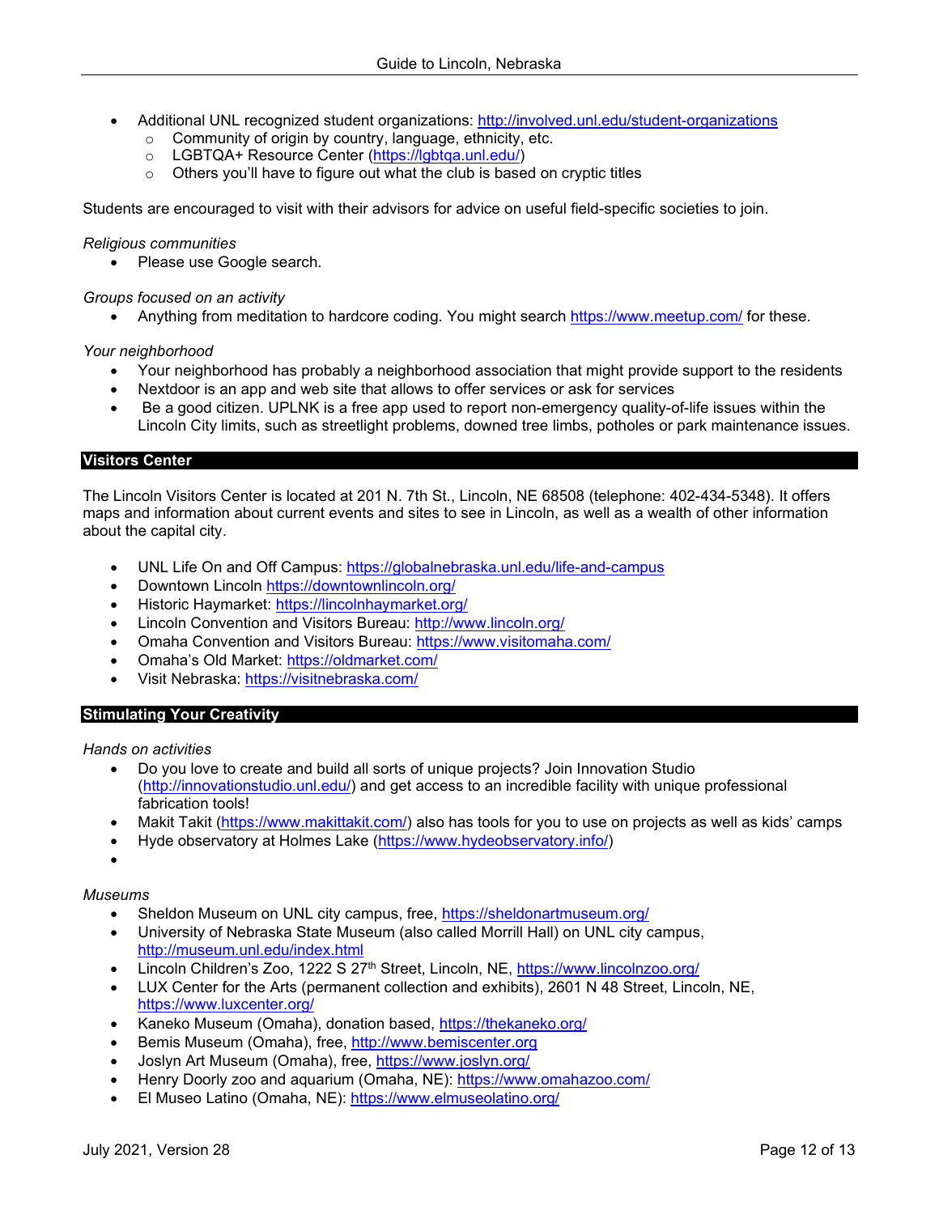- Additional UNL recognized student organizations: http://involved.unl.edu/student-organizations
  - Community of origin by country, language, ethnicity, etc.
  - LGBTQA+ Resource Center (https://lgbtqa.unl.edu/)
  - Others you'll have to figure out what the club is based on cryptic titles

Students are encouraged to visit with their advisors for advice on useful field-specific societies to join.

*Religious communities*

- Please use Google search.

*Groups focused on an activity*

- Anything from meditation to hardcore coding. You might search https://www.meetup.com/ for these.

*Your neighborhood*

- Your neighborhood has probably a neighborhood association that might provide support to the residents
- Nextdoor is an app and web site that allows to offer services or ask for services
- Be a good citizen. UPLNK is a free app used to report non-emergency quality-of-life issues within the Lincoln City limits, such as streetlight problems, downed tree limbs, potholes or park maintenance issues.

## Visitors Center

The Lincoln Visitors Center is located at 201 N. 7th St., Lincoln, NE 68508 (telephone: 402-434-5348). It offers maps and information about current events and sites to see in Lincoln, as well as a wealth of other information about the capital city.

- UNL Life On and Off Campus: https://globalnebraska.unl.edu/life-and-campus
- Downtown Lincoln https://downtownlincoln.org/
- Historic Haymarket: https://lincolnhaymarket.org/
- Lincoln Convention and Visitors Bureau: http://www.lincoln.org/
- Omaha Convention and Visitors Bureau: https://www.visitomaha.com/
- Omaha's Old Market: https://oldmarket.com/
- Visit Nebraska: https://visitnebraska.com/

## Stimulating Your Creativity

*Hands on activities*

- Do you love to create and build all sorts of unique projects? Join Innovation Studio (http://innovationstudio.unl.edu/) and get access to an incredible facility with unique professional fabrication tools!
- Makit Takit (https://www.makittakit.com/) also has tools for you to use on projects as well as kids' camps
- Hyde observatory at Holmes Lake (https://www.hydeobservatory.info/)

*Museums*

- Sheldon Museum on UNL city campus, free, https://sheldonartmuseum.org/
- University of Nebraska State Museum (also called Morrill Hall) on UNL city campus, http://museum.unl.edu/index.html
- Lincoln Children's Zoo, 1222 S 27th Street, Lincoln, NE, https://www.lincolnzoo.org/
- LUX Center for the Arts (permanent collection and exhibits), 2601 N 48 Street, Lincoln, NE, https://www.luxcenter.org/
- Kaneko Museum (Omaha), donation based, https://thekaneko.org/
- Bemis Museum (Omaha), free, http://www.bemiscenter.org
- Joslyn Art Museum (Omaha), free, https://www.joslyn.org/
- Henry Doorly zoo and aquarium (Omaha, NE): https://www.omahazoo.com/
- El Museo Latino (Omaha, NE): https://www.elmuseolatino.org/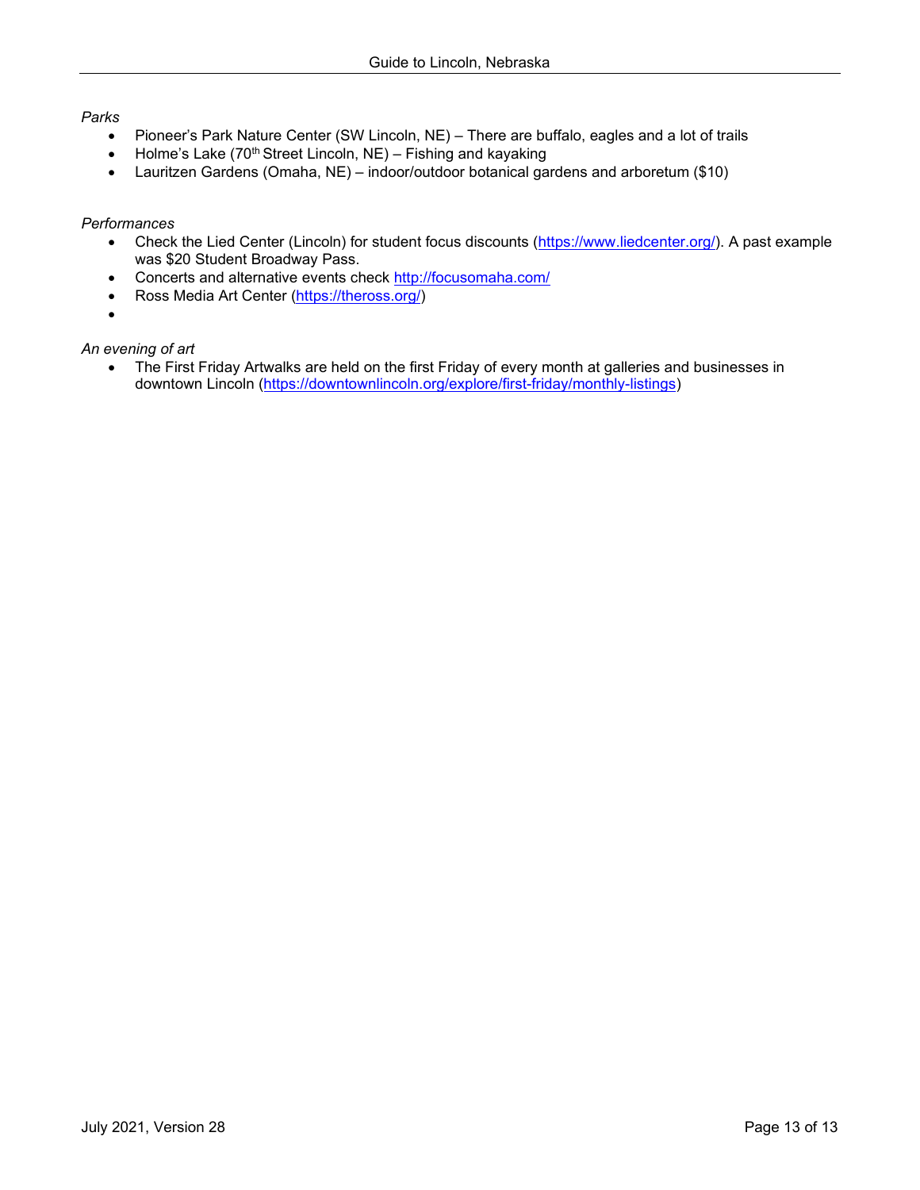*Parks*

- Pioneer's Park Nature Center (SW Lincoln, NE) – There are buffalo, eagles and a lot of trails
- Holme's Lake (70th Street Lincoln, NE) – Fishing and kayaking
- Lauritzen Gardens (Omaha, NE) – indoor/outdoor botanical gardens and arboretum ($10)

*Performances*

- Check the Lied Center (Lincoln) for student focus discounts (https://www.liedcenter.org/). A past example was $20 Student Broadway Pass.
- Concerts and alternative events check http://focusomaha.com/
- Ross Media Art Center (https://theross.org/)
-

*An evening of art*

- The First Friday Artwalks are held on the first Friday of every month at galleries and businesses in downtown Lincoln (https://downtownlincoln.org/explore/first-friday/monthly-listings)

July 2021, Version 28